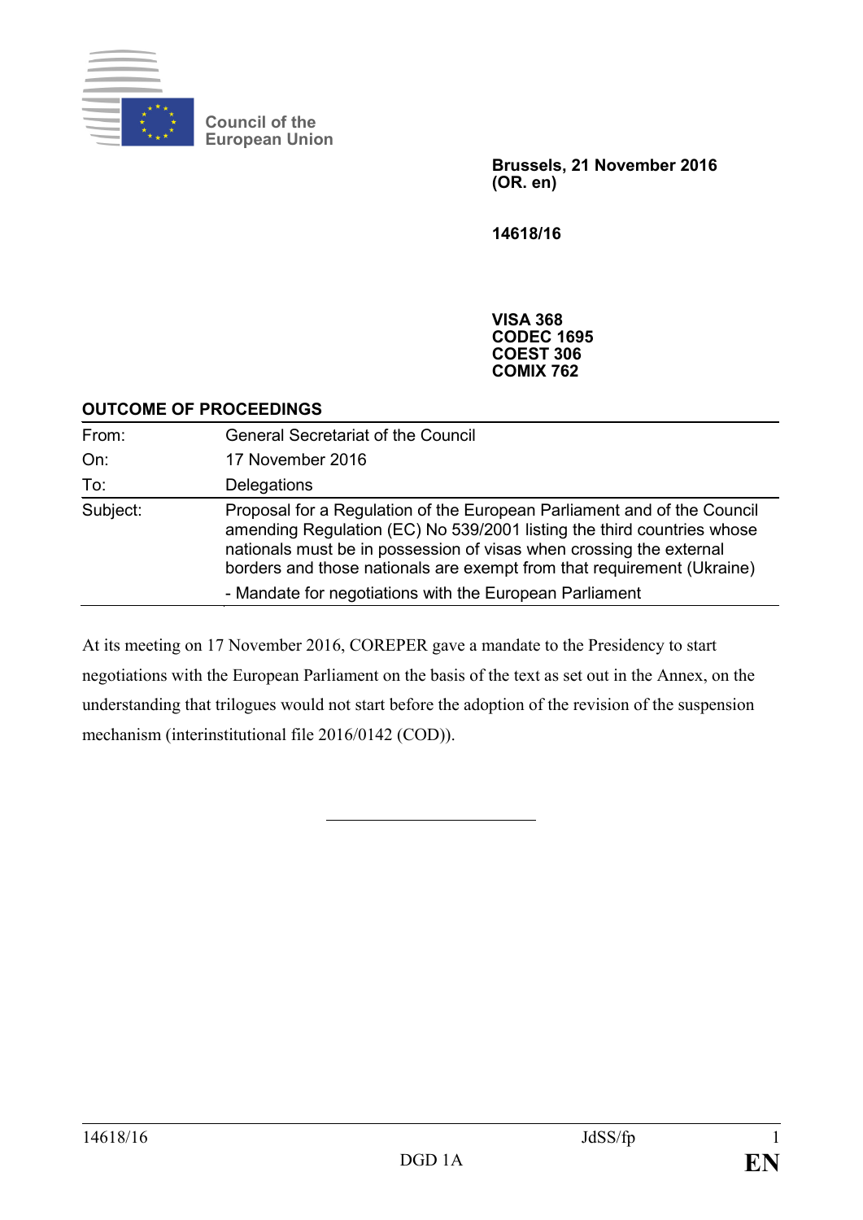Council of the European Union

**Brussels, 21 November 2016**
**(OR. en)**

**14618/16**

**VISA 368**
**CODEC 1695**
**COEST 306**
**COMIX 762**

## OUTCOME OF PROCEEDINGS

| | |
|---|---|
| From: | General Secretariat of the Council |
| On: | 17 November 2016 |
| To: | Delegations |
| Subject: | Proposal for a Regulation of the European Parliament and of the Council amending Regulation (EC) No 539/2001 listing the third countries whose nationals must be in possession of visas when crossing the external borders and those nationals are exempt from that requirement (Ukraine) - Mandate for negotiations with the European Parliament |

At its meeting on 17 November 2016, COREPER gave a mandate to the Presidency to start negotiations with the European Parliament on the basis of the text as set out in the Annex, on the understanding that trilogues would not start before the adoption of the revision of the suspension mechanism (interinstitutional file 2016/0142 (COD)).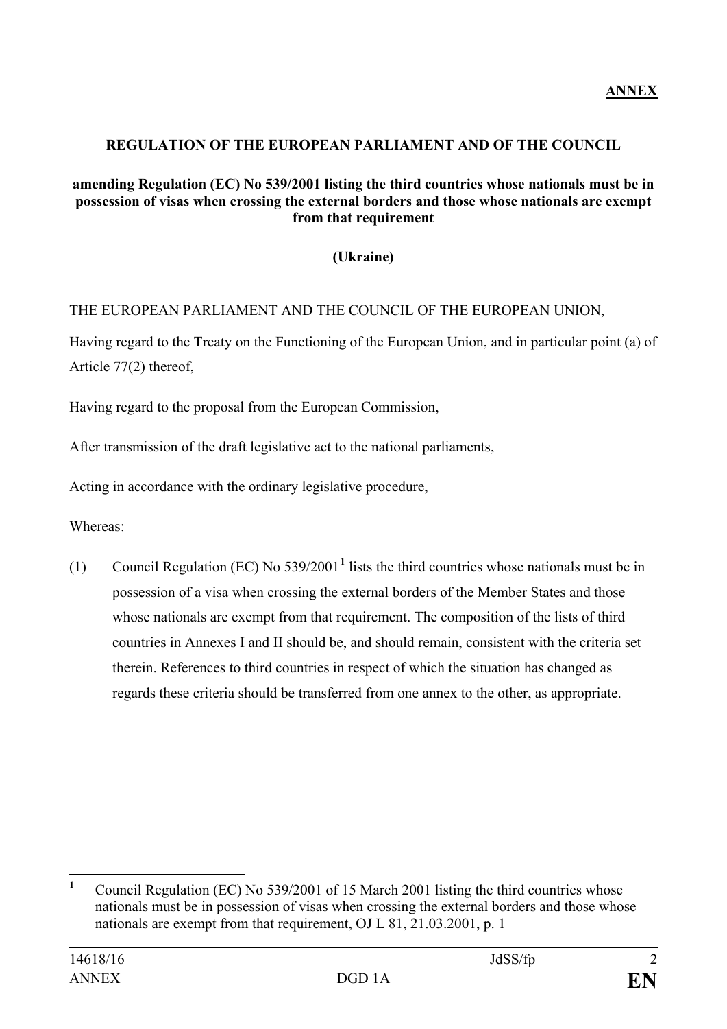**ANNEX**

**REGULATION OF THE EUROPEAN PARLIAMENT AND OF THE COUNCIL**

**amending Regulation (EC) No 539/2001 listing the third countries whose nationals must be in possession of visas when crossing the external borders and those whose nationals are exempt from that requirement**

**(Ukraine)**

THE EUROPEAN PARLIAMENT AND THE COUNCIL OF THE EUROPEAN UNION,

Having regard to the Treaty on the Functioning of the European Union, and in particular point (a) of Article 77(2) thereof,

Having regard to the proposal from the European Commission,

After transmission of the draft legislative act to the national parliaments,

Acting in accordance with the ordinary legislative procedure,

Whereas:

(1) Council Regulation (EC) No 539/2001[1] lists the third countries whose nationals must be in possession of a visa when crossing the external borders of the Member States and those whose nationals are exempt from that requirement. The composition of the lists of third countries in Annexes I and II should be, and should remain, consistent with the criteria set therein. References to third countries in respect of which the situation has changed as regards these criteria should be transferred from one annex to the other, as appropriate.

---

[1] Council Regulation (EC) No 539/2001 of 15 March 2001 listing the third countries whose nationals must be in possession of visas when crossing the external borders and those whose nationals are exempt from that requirement, OJ L 81, 21.03.2001, p. 1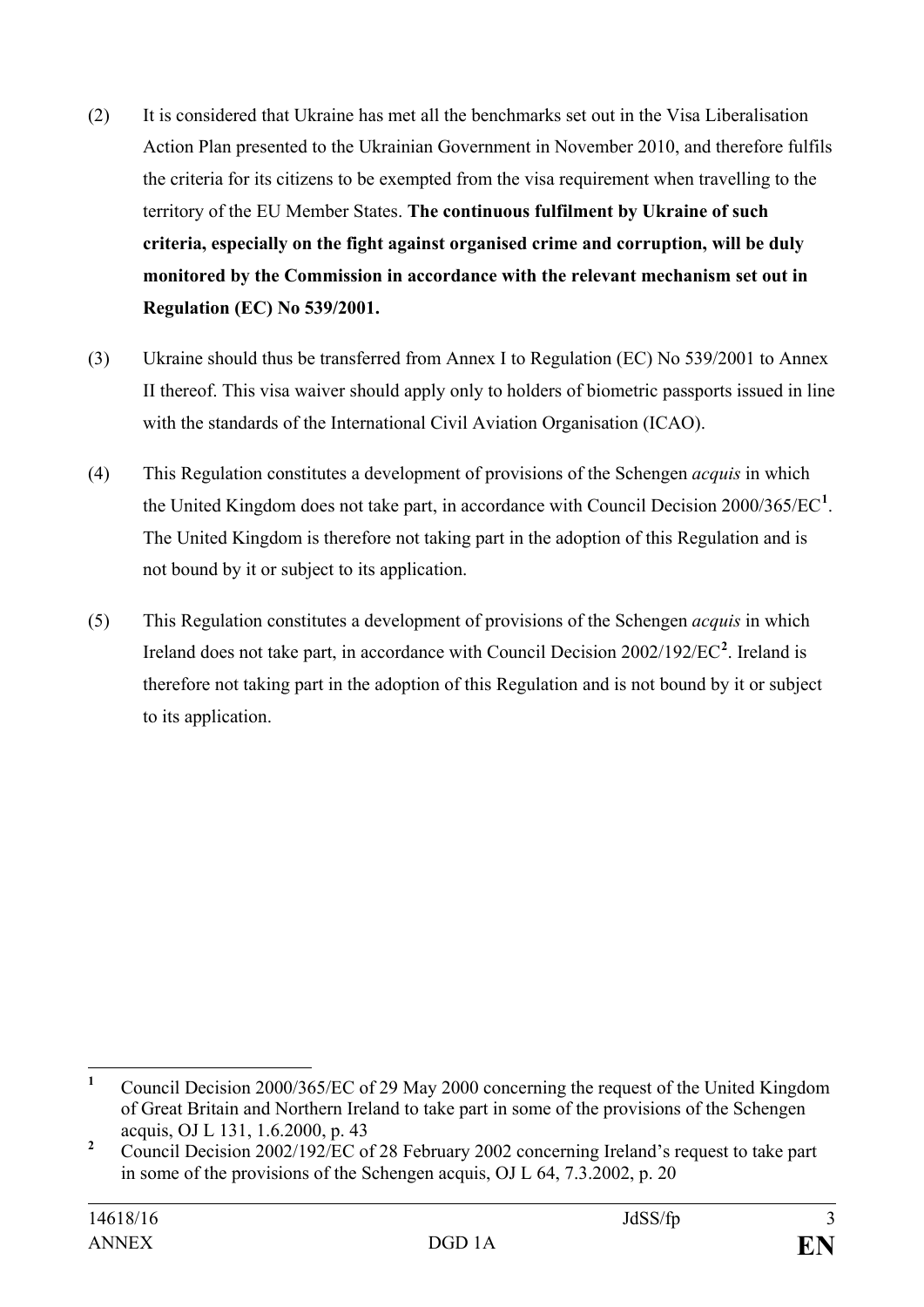(2) It is considered that Ukraine has met all the benchmarks set out in the Visa Liberalisation Action Plan presented to the Ukrainian Government in November 2010, and therefore fulfils the criteria for its citizens to be exempted from the visa requirement when travelling to the territory of the EU Member States. **The continuous fulfilment by Ukraine of such criteria, especially on the fight against organised crime and corruption, will be duly monitored by the Commission in accordance with the relevant mechanism set out in Regulation (EC) No 539/2001.**

(3) Ukraine should thus be transferred from Annex I to Regulation (EC) No 539/2001 to Annex II thereof. This visa waiver should apply only to holders of biometric passports issued in line with the standards of the International Civil Aviation Organisation (ICAO).

(4) This Regulation constitutes a development of provisions of the Schengen *acquis* in which the United Kingdom does not take part, in accordance with Council Decision 2000/365/EC[1]. The United Kingdom is therefore not taking part in the adoption of this Regulation and is not bound by it or subject to its application.

(5) This Regulation constitutes a development of provisions of the Schengen *acquis* in which Ireland does not take part, in accordance with Council Decision 2002/192/EC[2]. Ireland is therefore not taking part in the adoption of this Regulation and is not bound by it or subject to its application.

---

[1] Council Decision 2000/365/EC of 29 May 2000 concerning the request of the United Kingdom of Great Britain and Northern Ireland to take part in some of the provisions of the Schengen acquis, OJ L 131, 1.6.2000, p. 43

[2] Council Decision 2002/192/EC of 28 February 2002 concerning Ireland's request to take part in some of the provisions of the Schengen acquis, OJ L 64, 7.3.2002, p. 20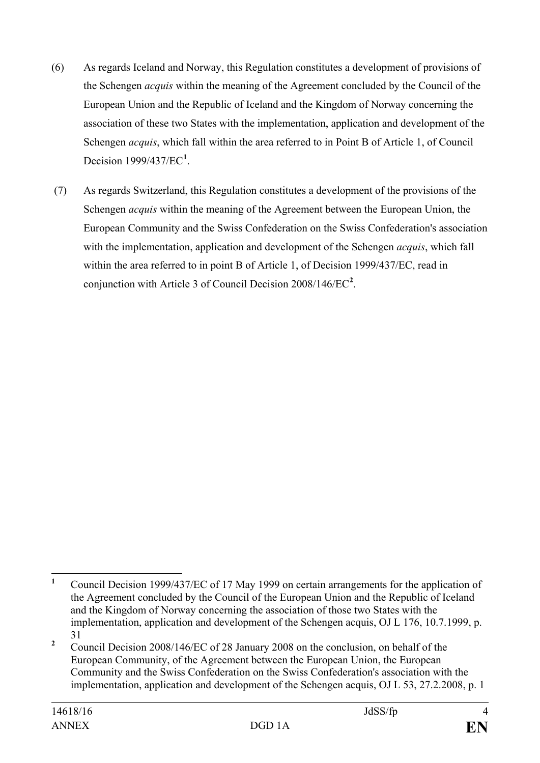(6) As regards Iceland and Norway, this Regulation constitutes a development of provisions of the Schengen *acquis* within the meaning of the Agreement concluded by the Council of the European Union and the Republic of Iceland and the Kingdom of Norway concerning the association of these two States with the implementation, application and development of the Schengen *acquis*, which fall within the area referred to in Point B of Article 1, of Council Decision 1999/437/EC[1].

(7) As regards Switzerland, this Regulation constitutes a development of the provisions of the Schengen *acquis* within the meaning of the Agreement between the European Union, the European Community and the Swiss Confederation on the Swiss Confederation's association with the implementation, application and development of the Schengen *acquis*, which fall within the area referred to in point B of Article 1, of Decision 1999/437/EC, read in conjunction with Article 3 of Council Decision 2008/146/EC[2].

---

[1] Council Decision 1999/437/EC of 17 May 1999 on certain arrangements for the application of the Agreement concluded by the Council of the European Union and the Republic of Iceland and the Kingdom of Norway concerning the association of those two States with the implementation, application and development of the Schengen acquis, OJ L 176, 10.7.1999, p. 31

[2] Council Decision 2008/146/EC of 28 January 2008 on the conclusion, on behalf of the European Community, of the Agreement between the European Union, the European Community and the Swiss Confederation on the Swiss Confederation's association with the implementation, application and development of the Schengen acquis, OJ L 53, 27.2.2008, p. 1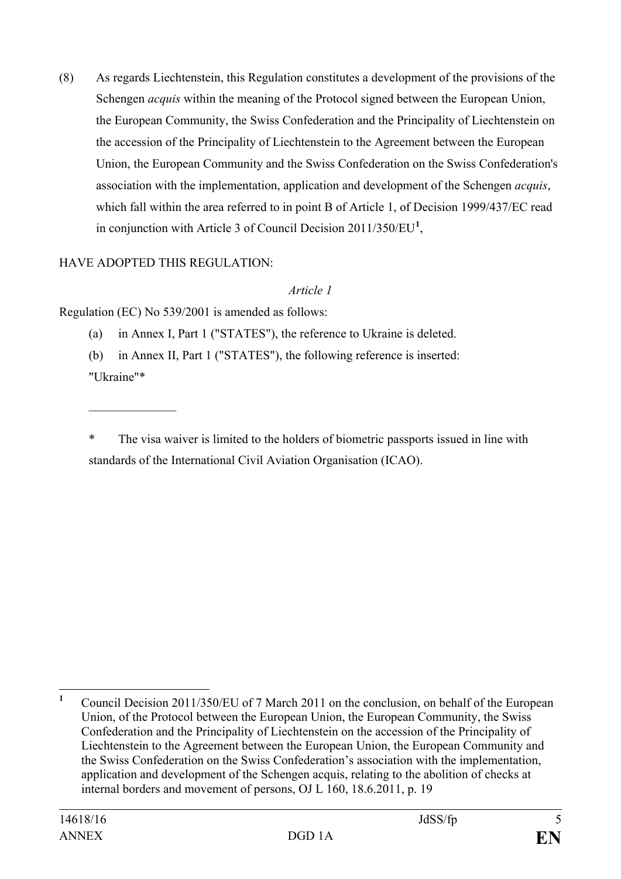(8) As regards Liechtenstein, this Regulation constitutes a development of the provisions of the Schengen *acquis* within the meaning of the Protocol signed between the European Union, the European Community, the Swiss Confederation and the Principality of Liechtenstein on the accession of the Principality of Liechtenstein to the Agreement between the European Union, the European Community and the Swiss Confederation on the Swiss Confederation's association with the implementation, application and development of the Schengen *acquis*, which fall within the area referred to in point B of Article 1, of Decision 1999/437/EC read in conjunction with Article 3 of Council Decision 2011/350/EU[1],

HAVE ADOPTED THIS REGULATION:

*Article 1*

Regulation (EC) No 539/2001 is amended as follows:

(a) in Annex I, Part 1 ("STATES"), the reference to Ukraine is deleted.

(b) in Annex II, Part 1 ("STATES"), the following reference is inserted:

"Ukraine"*

______________

\* The visa waiver is limited to the holders of biometric passports issued in line with standards of the International Civil Aviation Organisation (ICAO).

---

[1] Council Decision 2011/350/EU of 7 March 2011 on the conclusion, on behalf of the European Union, of the Protocol between the European Union, the European Community, the Swiss Confederation and the Principality of Liechtenstein on the accession of the Principality of Liechtenstein to the Agreement between the European Union, the European Community and the Swiss Confederation on the Swiss Confederation's association with the implementation, application and development of the Schengen acquis, relating to the abolition of checks at internal borders and movement of persons, OJ L 160, 18.6.2011, p. 19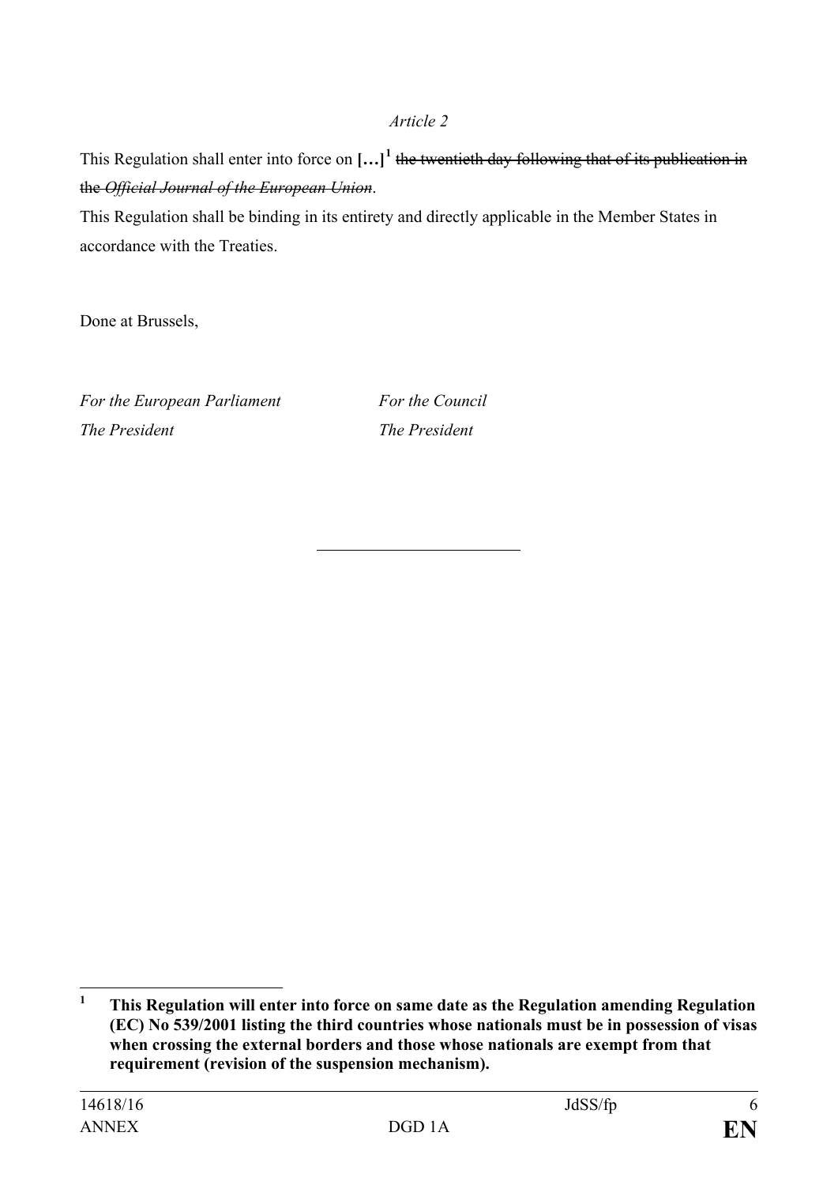*Article 2*

This Regulation shall enter into force on **[…]**[1] ~~the twentieth day following that of its publication in the *Official Journal of the European Union*~~.

This Regulation shall be binding in its entirety and directly applicable in the Member States in accordance with the Treaties.

Done at Brussels,

*For the European Parliament* — *The President*

*For the Council* — *The President*

---

[1] **This Regulation will enter into force on same date as the Regulation amending Regulation (EC) No 539/2001 listing the third countries whose nationals must be in possession of visas when crossing the external borders and those whose nationals are exempt from that requirement (revision of the suspension mechanism).**